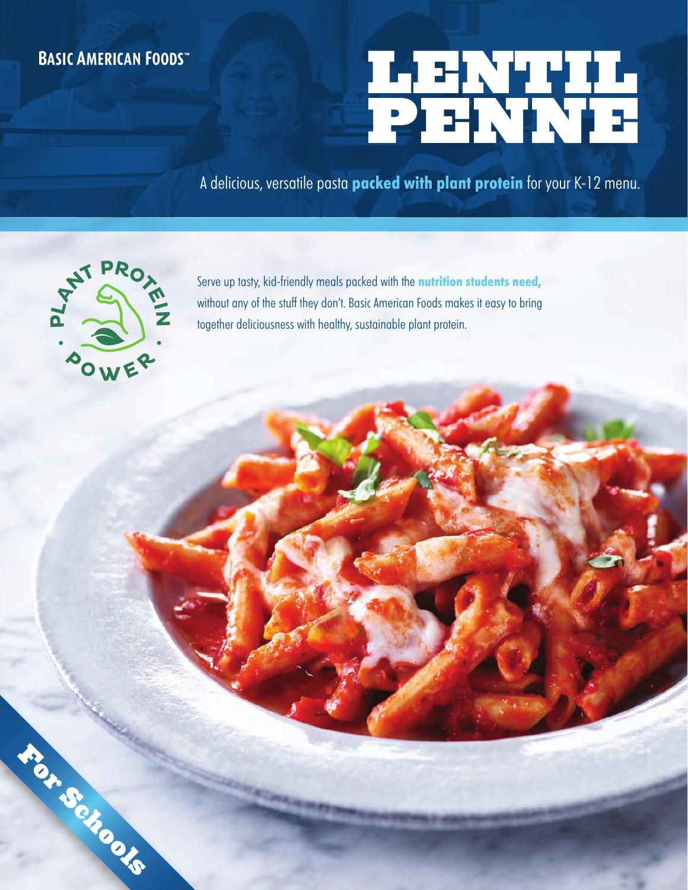BASIC AMERICAN FOODS™

# LENTIL PENNE

A delicious, versatile pasta **packed with plant protein** for your K-12 menu.

PLANT PROTEIN • POWER •

Serve up tasty, kid-friendly meals packed with the **nutrition students need,** without any of the stuff they don't. Basic American Foods makes it easy to bring together deliciousness with healthy, sustainable plant protein.

For Schools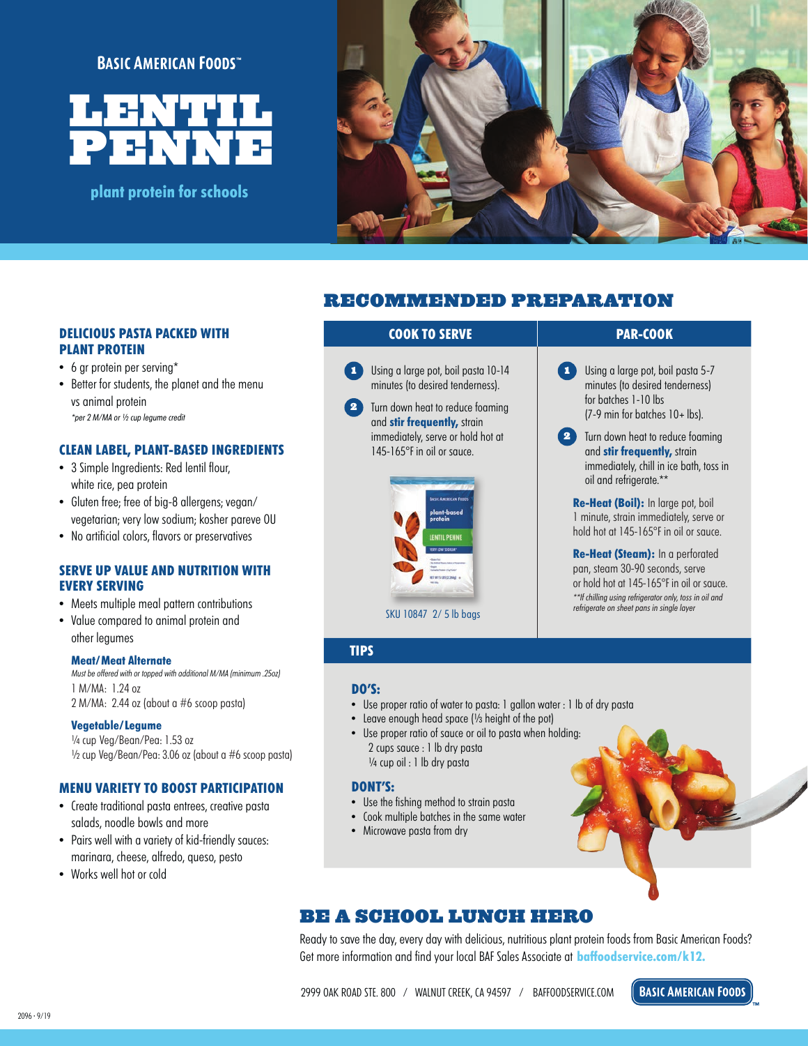BASIC AMERICAN FOODS™

# LENTIL PENNE

**plant protein for schools**

### DELICIOUS PASTA PACKED WITH PLANT PROTEIN

- 6 gr protein per serving*
- Better for students, the planet and the menu vs animal protein

*\*per 2 M/MA or ½ cup legume credit*

### CLEAN LABEL, PLANT-BASED INGREDIENTS

- 3 Simple Ingredients: Red lentil flour, white rice, pea protein
- Gluten free; free of big-8 allergens; vegan/vegetarian; very low sodium; kosher pareve OU
- No artificial colors, flavors or preservatives

### SERVE UP VALUE AND NUTRITION WITH EVERY SERVING

- Meets multiple meal pattern contributions
- Value compared to animal protein and other legumes

**Meat/Meat Alternate**

*Must be offered with or topped with additional M/MA (minimum .25oz)*

1 M/MA: 1.24 oz

2 M/MA: 2.44 oz (about a #6 scoop pasta)

**Vegetable/Legume**

¼ cup Veg/Bean/Pea: 1.53 oz

½ cup Veg/Bean/Pea: 3.06 oz (about a #6 scoop pasta)

### MENU VARIETY TO BOOST PARTICIPATION

- Create traditional pasta entrees, creative pasta salads, noodle bowls and more
- Pairs well with a variety of kid-friendly sauces: marinara, cheese, alfredo, queso, pesto
- Works well hot or cold

## RECOMMENDED PREPARATION

### COOK TO SERVE

1. Using a large pot, boil pasta 10-14 minutes (to desired tenderness).
2. Turn down heat to reduce foaming and **stir frequently,** strain immediately, serve or hold hot at 145-165°F in oil or sauce.

SKU 10847 2/ 5 lb bags

### PAR-COOK

1. Using a large pot, boil pasta 5-7 minutes (to desired tenderness) for batches 1-10 lbs (7-9 min for batches 10+ lbs).
2. Turn down heat to reduce foaming and **stir frequently,** strain immediately, chill in ice bath, toss in oil and refrigerate.**

**Re-Heat (Boil):** In large pot, boil 1 minute, strain immediately, serve or hold hot at 145-165°F in oil or sauce.

**Re-Heat (Steam):** In a perforated pan, steam 30-90 seconds, serve or hold hot at 145-165°F in oil or sauce.

*\*\*If chilling using refrigerator only, toss in oil and refrigerate on sheet pans in single layer*

### TIPS

**DO'S:**

- Use proper ratio of water to pasta: 1 gallon water : 1 lb of dry pasta
- Leave enough head space (⅓ height of the pot)
- Use proper ratio of sauce or oil to pasta when holding:
  - 2 cups sauce : 1 lb dry pasta
  - ¼ cup oil : 1 lb dry pasta

**DONT'S:**

- Use the fishing method to strain pasta
- Cook multiple batches in the same water
- Microwave pasta from dry

## BE A SCHOOL LUNCH HERO

Ready to save the day, every day with delicious, nutritious plant protein foods from Basic American Foods? Get more information and find your local BAF Sales Associate at **baffoodservice.com/k12.**

2999 OAK ROAD STE. 800 / WALNUT CREEK, CA 94597 / BAFFOODSERVICE.COM

BASIC AMERICAN FOODS™

2096 · 9/19